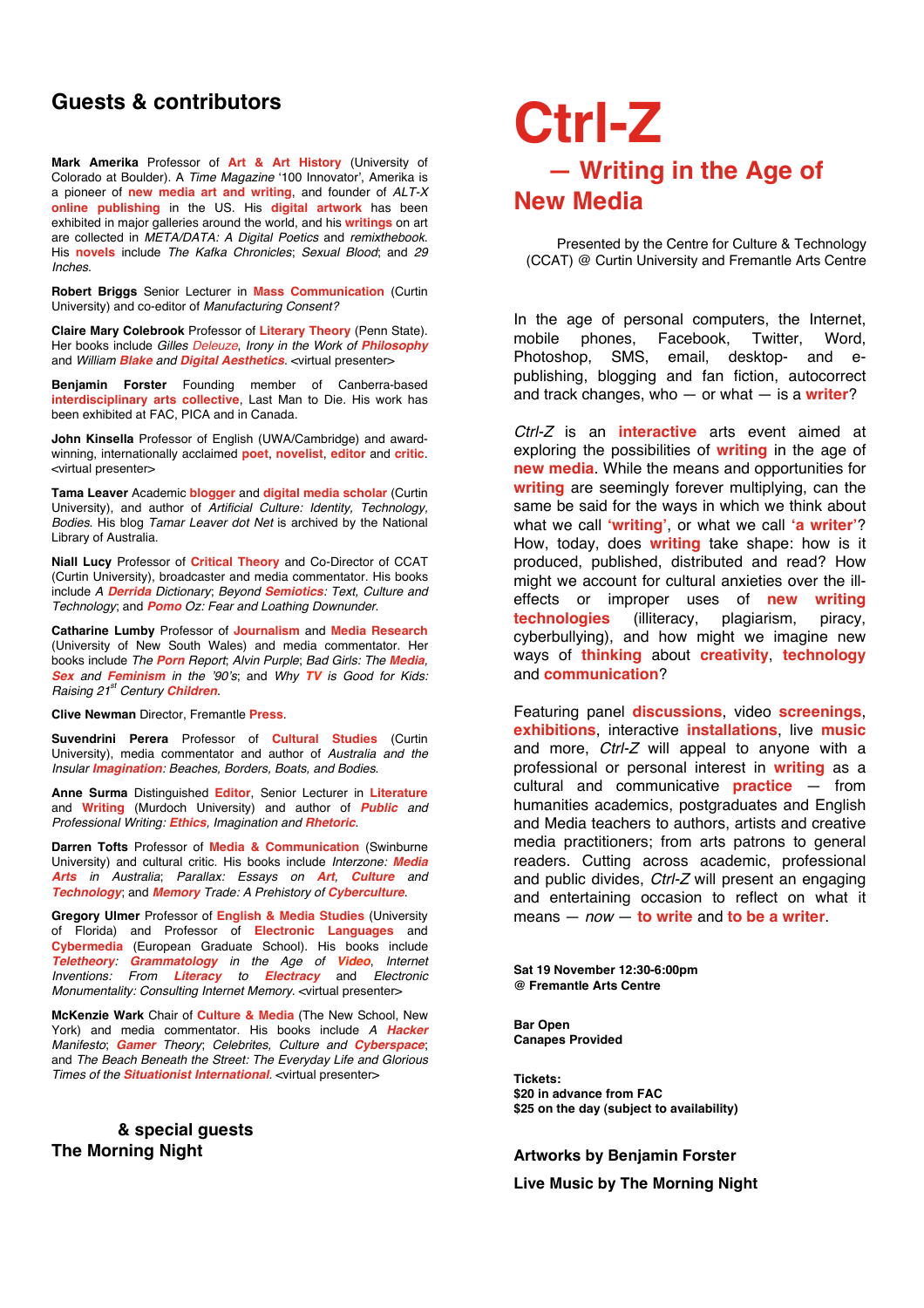# Ctrl-Z

## — Writing in the Age of New Media

Presented by the Centre for Culture & Technology (CCAT) @ Curtin University and Fremantle Arts Centre

In the age of personal computers, the Internet, mobile phones, Facebook, Twitter, Word, Photoshop, SMS, email, desktop- and e-publishing, blogging and fan fiction, autocorrect and track changes, who — or what — is a **writer**?

*Ctrl-Z* is an **interactive** arts event aimed at exploring the possibilities of **writing** in the age of **new media**. While the means and opportunities for **writing** are seemingly forever multiplying, can the same be said for the ways in which we think about what we call **'writing'**, or what we call **'a writer'**? How, today, does **writing** take shape: how is it produced, published, distributed and read? How might we account for cultural anxieties over the ill-effects or improper uses of **new writing technologies** (illiteracy, plagiarism, piracy, cyberbullying), and how might we imagine new ways of **thinking** about **creativity**, **technology** and **communication**?

Featuring panel **discussions**, video **screenings**, **exhibitions**, interactive **installations**, live **music** and more, *Ctrl-Z* will appeal to anyone with a professional or personal interest in **writing** as a cultural and communicative **practice** — from humanities academics, postgraduates and English and Media teachers to authors, artists and creative media practitioners; from arts patrons to general readers. Cutting across academic, professional and public divides, *Ctrl-Z* will present an engaging and entertaining occasion to reflect on what it means — *now* — **to write** and **to be a writer**.

**Sat 19 November 12:30-6:00pm**
**@ Fremantle Arts Centre**

**Bar Open**
**Canapes Provided**

**Tickets:**
**$20 in advance from FAC**
**$25 on the day (subject to availability)**

**Artworks by Benjamin Forster**

**Live Music by The Morning Night**

## Guests & contributors

**Mark Amerika** Professor of **Art & Art History** (University of Colorado at Boulder). A *Time Magazine* '100 Innovator', Amerika is a pioneer of **new media art and writing**, and founder of *ALT-X* **online publishing** in the US. His **digital artwork** has been exhibited in major galleries around the world, and his **writings** on art are collected in *META/DATA: A Digital Poetics* and *remixthebook*. His **novels** include *The Kafka Chronicles*; *Sexual Blood*; and *29 Inches*.

**Robert Briggs** Senior Lecturer in **Mass Communication** (Curtin University) and co-editor of *Manufacturing Consent?*

**Claire Mary Colebrook** Professor of **Literary Theory** (Penn State). Her books include *Gilles Deleuze*, *Irony in the Work of* ***Philosophy*** and *William* ***Blake*** *and* ***Digital Aesthetics***. <virtual presenter>

**Benjamin Forster** Founding member of Canberra-based **interdisciplinary arts collective**, Last Man to Die. His work has been exhibited at FAC, PICA and in Canada.

**John Kinsella** Professor of English (UWA/Cambridge) and award-winning, internationally acclaimed **poet**, **novelist**, **editor** and **critic**. <virtual presenter>

**Tama Leaver** Academic **blogger** and **digital media scholar** (Curtin University), and author of *Artificial Culture: Identity, Technology, Bodies*. His blog *Tamar Leaver dot Net* is archived by the National Library of Australia.

**Niall Lucy** Professor of **Critical Theory** and Co-Director of CCAT (Curtin University), broadcaster and media commentator. His books include *A* ***Derrida*** *Dictionary*; *Beyond* ***Semiotics****: Text, Culture and Technology*; and ***Pomo*** *Oz: Fear and Loathing Downunder*.

**Catharine Lumby** Professor of **Journalism** and **Media Research** (University of New South Wales) and media commentator. Her books include *The* ***Porn*** *Report*; *Alvin Purple*; *Bad Girls: The* ***Media****,* ***Sex*** *and* ***Feminism*** *in the '90's*; and *Why* ***TV*** *is Good for Kids: Raising 21st Century* ***Children***.

**Clive Newman** Director, Fremantle **Press**.

**Suvendrini Perera** Professor of **Cultural Studies** (Curtin University), media commentator and author of *Australia and the Insular* ***Imagination****: Beaches, Borders, Boats, and Bodies*.

**Anne Surma** Distinguished **Editor**, Senior Lecturer in **Literature** and **Writing** (Murdoch University) and author of ***Public*** *and Professional Writing:* ***Ethics****, Imagination and* ***Rhetoric***.

**Darren Tofts** Professor of **Media & Communication** (Swinburne University) and cultural critic. His books include *Interzone:* ***Media Arts*** *in Australia*; *Parallax: Essays on* ***Art****,* ***Culture*** *and* ***Technology***; and ***Memory*** *Trade: A Prehistory of* ***Cyberculture***.

**Gregory Ulmer** Professor of **English & Media Studies** (University of Florida) and Professor of **Electronic Languages** and **Cybermedia** (European Graduate School). His books include ***Teletheory****:* ***Grammatology*** *in the Age of* ***Video***, *Internet Inventions: From* ***Literacy*** *to* ***Electracy*** and *Electronic Monumentality: Consulting Internet Memory*. <virtual presenter>

**McKenzie Wark** Chair of **Culture & Media** (The New School, New York) and media commentator. His books include *A* ***Hacker*** *Manifesto*; ***Gamer*** *Theory*; *Celebrites, Culture and* ***Cyberspace***; and *The Beach Beneath the Street: The Everyday Life and Glorious Times of the* ***Situationist International***. <virtual presenter>

**& special guests**
**The Morning Night**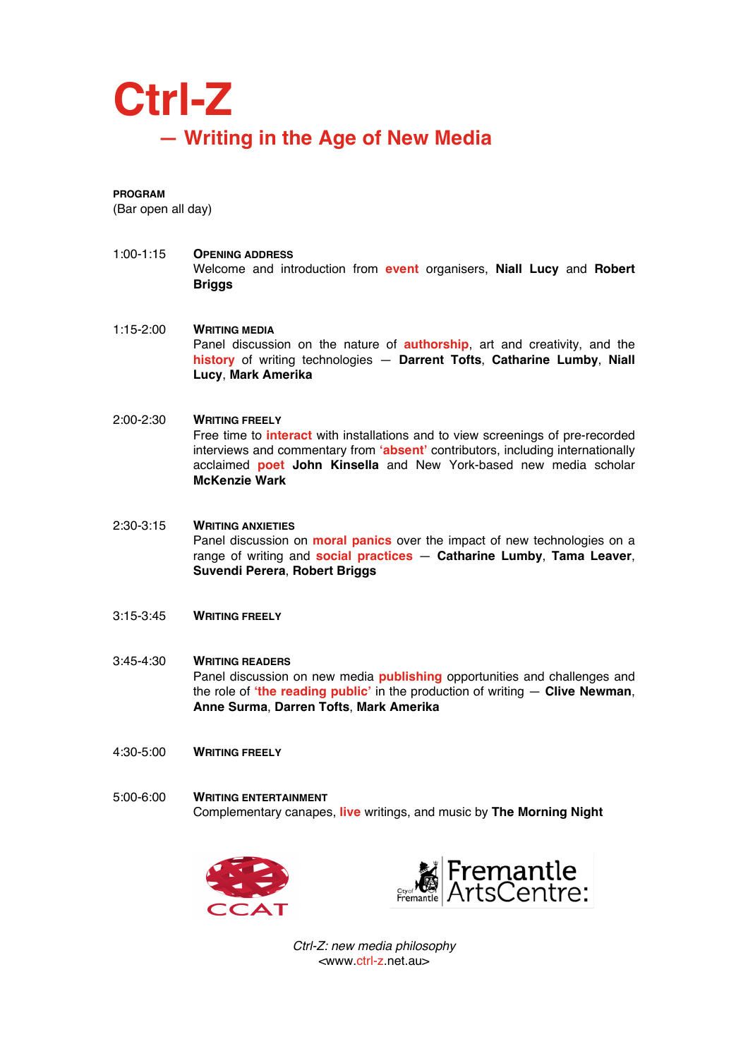# Ctrl-Z

## — Writing in the Age of New Media

**PROGRAM**
(Bar open all day)

1:00-1:15 **OPENING ADDRESS**
Welcome and introduction from **event** organisers, **Niall Lucy** and **Robert Briggs**

1:15-2:00 **WRITING MEDIA**
Panel discussion on the nature of **authorship**, art and creativity, and the **history** of writing technologies — **Darrent Tofts**, **Catharine Lumby**, **Niall Lucy**, **Mark Amerika**

2:00-2:30 **WRITING FREELY**
Free time to **interact** with installations and to view screenings of pre-recorded interviews and commentary from **'absent'** contributors, including internationally acclaimed **poet** **John Kinsella** and New York-based new media scholar **McKenzie Wark**

2:30-3:15 **WRITING ANXIETIES**
Panel discussion on **moral panics** over the impact of new technologies on a range of writing and **social practices** — **Catharine Lumby**, **Tama Leaver**, **Suvendi Perera**, **Robert Briggs**

3:15-3:45 **WRITING FREELY**

3:45-4:30 **WRITING READERS**
Panel discussion on new media **publishing** opportunities and challenges and the role of **'the reading public'** in the production of writing — **Clive Newman**, **Anne Surma**, **Darren Tofts**, **Mark Amerika**

4:30-5:00 **WRITING FREELY**

5:00-6:00 **WRITING ENTERTAINMENT**
Complementary canapes, **live** writings, and music by **The Morning Night**

CCAT

City of Fremantle | Fremantle ArtsCentre:

*Ctrl-Z: new media philosophy*
<www.ctrl-z.net.au>